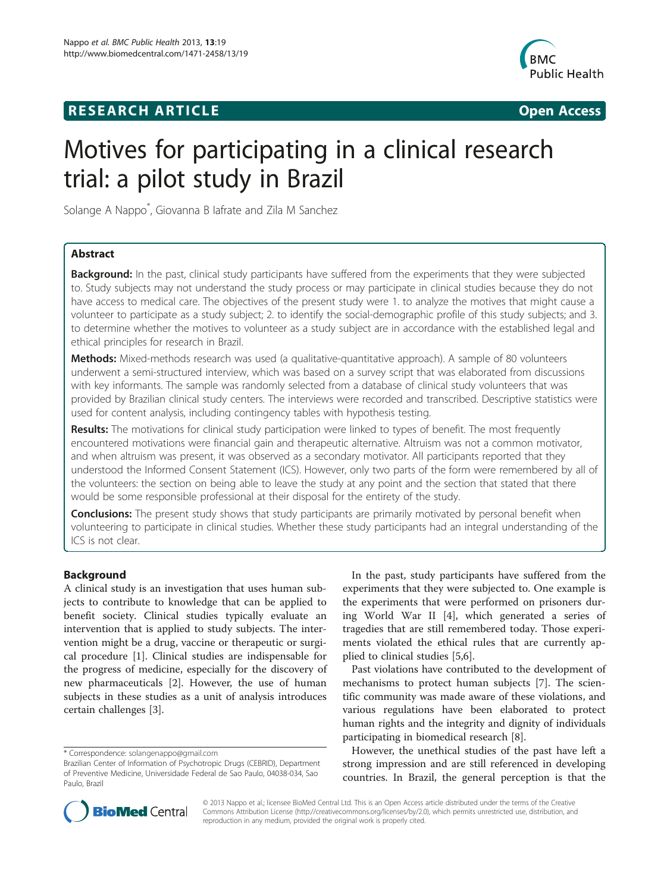RESEARCH ARTICLE Open Access

# Motives for participating in a clinical research trial: a pilot study in Brazil

Solange A Nappo*, Giovanna B Iafrate and Zila M Sanchez

## Abstract

**Background:** In the past, clinical study participants have suffered from the experiments that they were subjected to. Study subjects may not understand the study process or may participate in clinical studies because they do not have access to medical care. The objectives of the present study were 1. to analyze the motives that might cause a volunteer to participate as a study subject; 2. to identify the social-demographic profile of this study subjects; and 3. to determine whether the motives to volunteer as a study subject are in accordance with the established legal and ethical principles for research in Brazil.

**Methods:** Mixed-methods research was used (a qualitative-quantitative approach). A sample of 80 volunteers underwent a semi-structured interview, which was based on a survey script that was elaborated from discussions with key informants. The sample was randomly selected from a database of clinical study volunteers that was provided by Brazilian clinical study centers. The interviews were recorded and transcribed. Descriptive statistics were used for content analysis, including contingency tables with hypothesis testing.

**Results:** The motivations for clinical study participation were linked to types of benefit. The most frequently encountered motivations were financial gain and therapeutic alternative. Altruism was not a common motivator, and when altruism was present, it was observed as a secondary motivator. All participants reported that they understood the Informed Consent Statement (ICS). However, only two parts of the form were remembered by all of the volunteers: the section on being able to leave the study at any point and the section that stated that there would be some responsible professional at their disposal for the entirety of the study.

**Conclusions:** The present study shows that study participants are primarily motivated by personal benefit when volunteering to participate in clinical studies. Whether these study participants had an integral understanding of the ICS is not clear.

## Background

A clinical study is an investigation that uses human subjects to contribute to knowledge that can be applied to benefit society. Clinical studies typically evaluate an intervention that is applied to study subjects. The intervention might be a drug, vaccine or therapeutic or surgical procedure [1]. Clinical studies are indispensable for the progress of medicine, especially for the discovery of new pharmaceuticals [2]. However, the use of human subjects in these studies as a unit of analysis introduces certain challenges [3].

In the past, study participants have suffered from the experiments that they were subjected to. One example is the experiments that were performed on prisoners during World War II [4], which generated a series of tragedies that are still remembered today. Those experiments violated the ethical rules that are currently applied to clinical studies [5,6].

Past violations have contributed to the development of mechanisms to protect human subjects [7]. The scientific community was made aware of these violations, and various regulations have been elaborated to protect human rights and the integrity and dignity of individuals participating in biomedical research [8].

However, the unethical studies of the past have left a strong impression and are still referenced in developing countries. In Brazil, the general perception is that the

* Correspondence: solangenappo@gmail.com
Brazilian Center of Information of Psychotropic Drugs (CEBRID), Department of Preventive Medicine, Universidade Federal de Sao Paulo, 04038-034, Sao Paulo, Brazil

© 2013 Nappo et al.; licensee BioMed Central Ltd. This is an Open Access article distributed under the terms of the Creative Commons Attribution License (http://creativecommons.org/licenses/by/2.0), which permits unrestricted use, distribution, and reproduction in any medium, provided the original work is properly cited.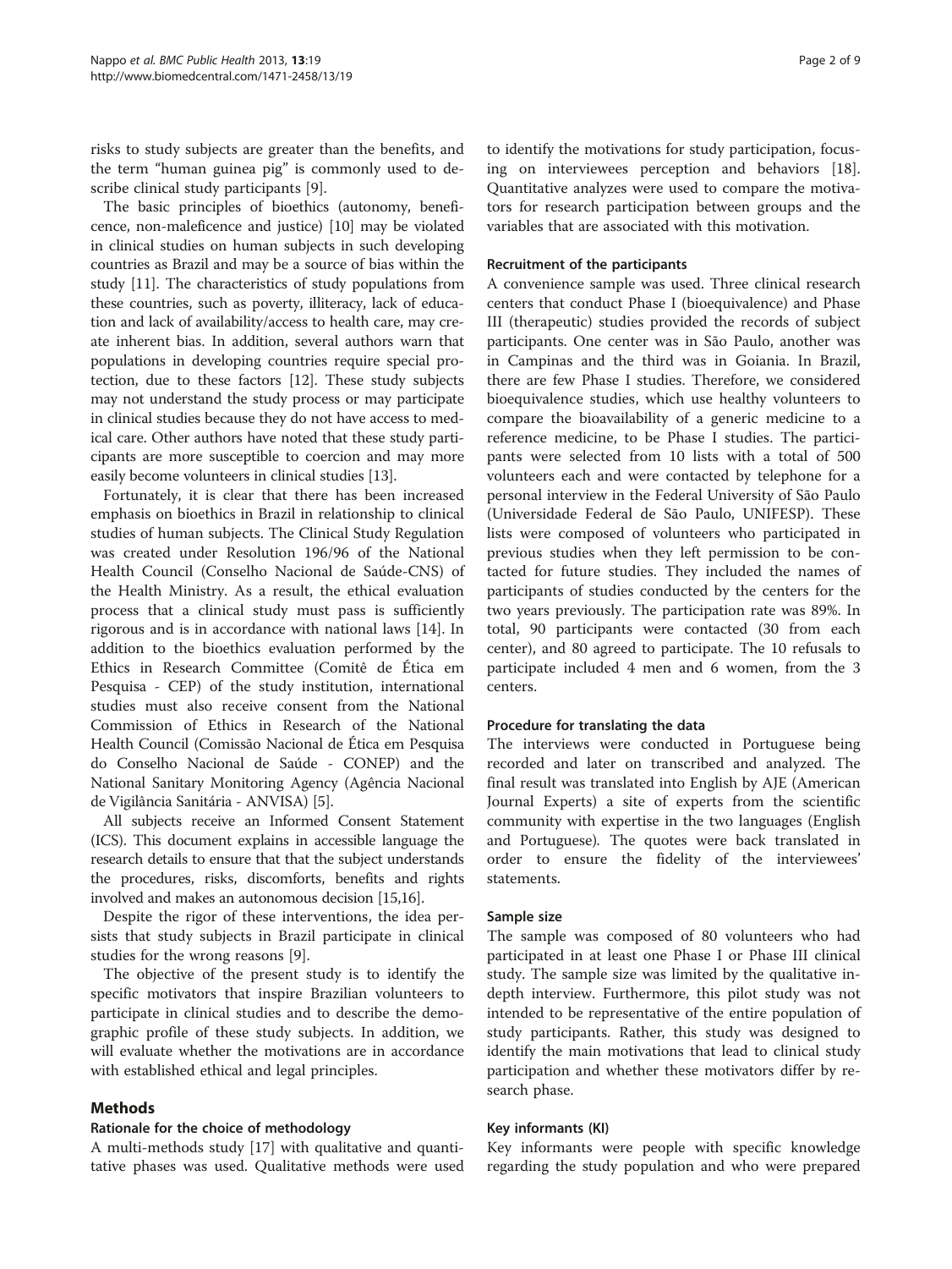risks to study subjects are greater than the benefits, and the term "human guinea pig" is commonly used to describe clinical study participants [9].

The basic principles of bioethics (autonomy, beneficence, non-maleficence and justice) [10] may be violated in clinical studies on human subjects in such developing countries as Brazil and may be a source of bias within the study [11]. The characteristics of study populations from these countries, such as poverty, illiteracy, lack of education and lack of availability/access to health care, may create inherent bias. In addition, several authors warn that populations in developing countries require special protection, due to these factors [12]. These study subjects may not understand the study process or may participate in clinical studies because they do not have access to medical care. Other authors have noted that these study participants are more susceptible to coercion and may more easily become volunteers in clinical studies [13].

Fortunately, it is clear that there has been increased emphasis on bioethics in Brazil in relationship to clinical studies of human subjects. The Clinical Study Regulation was created under Resolution 196/96 of the National Health Council (Conselho Nacional de Saúde-CNS) of the Health Ministry. As a result, the ethical evaluation process that a clinical study must pass is sufficiently rigorous and is in accordance with national laws [14]. In addition to the bioethics evaluation performed by the Ethics in Research Committee (Comitê de Ética em Pesquisa - CEP) of the study institution, international studies must also receive consent from the National Commission of Ethics in Research of the National Health Council (Comissão Nacional de Ética em Pesquisa do Conselho Nacional de Saúde - CONEP) and the National Sanitary Monitoring Agency (Agência Nacional de Vigilância Sanitária - ANVISA) [5].

All subjects receive an Informed Consent Statement (ICS). This document explains in accessible language the research details to ensure that that the subject understands the procedures, risks, discomforts, benefits and rights involved and makes an autonomous decision [15,16].

Despite the rigor of these interventions, the idea persists that study subjects in Brazil participate in clinical studies for the wrong reasons [9].

The objective of the present study is to identify the specific motivators that inspire Brazilian volunteers to participate in clinical studies and to describe the demographic profile of these study subjects. In addition, we will evaluate whether the motivations are in accordance with established ethical and legal principles.

## Methods

### Rationale for the choice of methodology

A multi-methods study [17] with qualitative and quantitative phases was used. Qualitative methods were used to identify the motivations for study participation, focusing on interviewees perception and behaviors [18]. Quantitative analyzes were used to compare the motivators for research participation between groups and the variables that are associated with this motivation.

### Recruitment of the participants

A convenience sample was used. Three clinical research centers that conduct Phase I (bioequivalence) and Phase III (therapeutic) studies provided the records of subject participants. One center was in São Paulo, another was in Campinas and the third was in Goiania. In Brazil, there are few Phase I studies. Therefore, we considered bioequivalence studies, which use healthy volunteers to compare the bioavailability of a generic medicine to a reference medicine, to be Phase I studies. The participants were selected from 10 lists with a total of 500 volunteers each and were contacted by telephone for a personal interview in the Federal University of São Paulo (Universidade Federal de São Paulo, UNIFESP). These lists were composed of volunteers who participated in previous studies when they left permission to be contacted for future studies. They included the names of participants of studies conducted by the centers for the two years previously. The participation rate was 89%. In total, 90 participants were contacted (30 from each center), and 80 agreed to participate. The 10 refusals to participate included 4 men and 6 women, from the 3 centers.

### Procedure for translating the data

The interviews were conducted in Portuguese being recorded and later on transcribed and analyzed. The final result was translated into English by AJE (American Journal Experts) a site of experts from the scientific community with expertise in the two languages (English and Portuguese). The quotes were back translated in order to ensure the fidelity of the interviewees' statements.

### Sample size

The sample was composed of 80 volunteers who had participated in at least one Phase I or Phase III clinical study. The sample size was limited by the qualitative in-depth interview. Furthermore, this pilot study was not intended to be representative of the entire population of study participants. Rather, this study was designed to identify the main motivations that lead to clinical study participation and whether these motivators differ by research phase.

### Key informants (KI)

Key informants were people with specific knowledge regarding the study population and who were prepared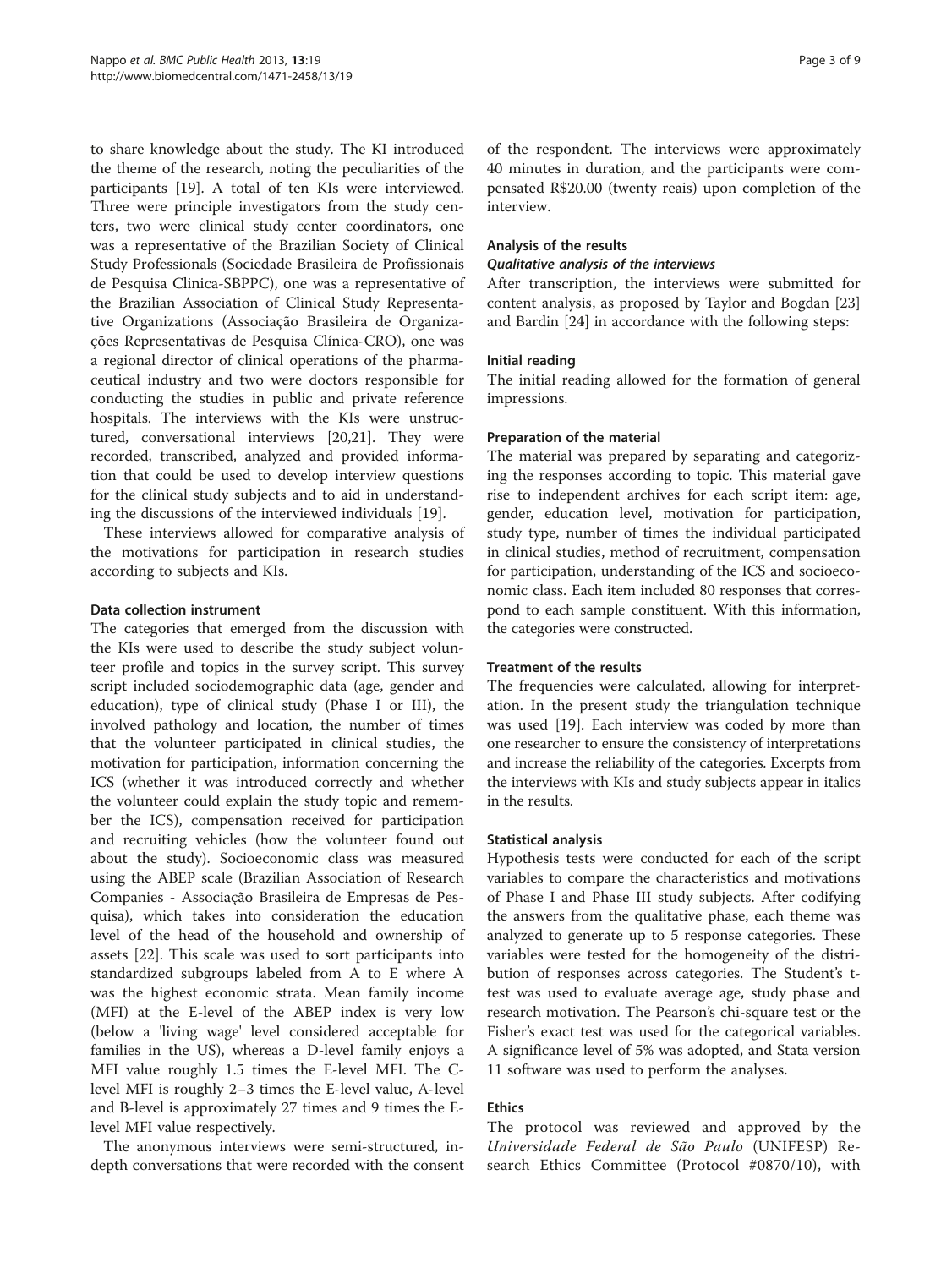to share knowledge about the study. The KI introduced the theme of the research, noting the peculiarities of the participants [19]. A total of ten KIs were interviewed. Three were principle investigators from the study centers, two were clinical study center coordinators, one was a representative of the Brazilian Society of Clinical Study Professionals (Sociedade Brasileira de Profissionais de Pesquisa Clinica-SBPPC), one was a representative of the Brazilian Association of Clinical Study Representative Organizations (Associação Brasileira de Organizações Representativas de Pesquisa Clínica-CRO), one was a regional director of clinical operations of the pharmaceutical industry and two were doctors responsible for conducting the studies in public and private reference hospitals. The interviews with the KIs were unstructured, conversational interviews [20,21]. They were recorded, transcribed, analyzed and provided information that could be used to develop interview questions for the clinical study subjects and to aid in understanding the discussions of the interviewed individuals [19].

These interviews allowed for comparative analysis of the motivations for participation in research studies according to subjects and KIs.

### Data collection instrument

The categories that emerged from the discussion with the KIs were used to describe the study subject volunteer profile and topics in the survey script. This survey script included sociodemographic data (age, gender and education), type of clinical study (Phase I or III), the involved pathology and location, the number of times that the volunteer participated in clinical studies, the motivation for participation, information concerning the ICS (whether it was introduced correctly and whether the volunteer could explain the study topic and remember the ICS), compensation received for participation and recruiting vehicles (how the volunteer found out about the study). Socioeconomic class was measured using the ABEP scale (Brazilian Association of Research Companies - Associação Brasileira de Empresas de Pesquisa), which takes into consideration the education level of the head of the household and ownership of assets [22]. This scale was used to sort participants into standardized subgroups labeled from A to E where A was the highest economic strata. Mean family income (MFI) at the E-level of the ABEP index is very low (below a 'living wage' level considered acceptable for families in the US), whereas a D-level family enjoys a MFI value roughly 1.5 times the E-level MFI. The C-level MFI is roughly 2–3 times the E-level value, A-level and B-level is approximately 27 times and 9 times the E-level MFI value respectively.

The anonymous interviews were semi-structured, in-depth conversations that were recorded with the consent of the respondent. The interviews were approximately 40 minutes in duration, and the participants were compensated R$20.00 (twenty reais) upon completion of the interview.

### Analysis of the results

#### *Qualitative analysis of the interviews*

After transcription, the interviews were submitted for content analysis, as proposed by Taylor and Bogdan [23] and Bardin [24] in accordance with the following steps:

### Initial reading

The initial reading allowed for the formation of general impressions.

### Preparation of the material

The material was prepared by separating and categorizing the responses according to topic. This material gave rise to independent archives for each script item: age, gender, education level, motivation for participation, study type, number of times the individual participated in clinical studies, method of recruitment, compensation for participation, understanding of the ICS and socioeconomic class. Each item included 80 responses that correspond to each sample constituent. With this information, the categories were constructed.

### Treatment of the results

The frequencies were calculated, allowing for interpretation. In the present study the triangulation technique was used [19]. Each interview was coded by more than one researcher to ensure the consistency of interpretations and increase the reliability of the categories. Excerpts from the interviews with KIs and study subjects appear in italics in the results.

### Statistical analysis

Hypothesis tests were conducted for each of the script variables to compare the characteristics and motivations of Phase I and Phase III study subjects. After codifying the answers from the qualitative phase, each theme was analyzed to generate up to 5 response categories. These variables were tested for the homogeneity of the distribution of responses across categories. The Student's t-test was used to evaluate average age, study phase and research motivation. The Pearson's chi-square test or the Fisher's exact test was used for the categorical variables. A significance level of 5% was adopted, and Stata version 11 software was used to perform the analyses.

### Ethics

The protocol was reviewed and approved by the *Universidade Federal de São Paulo* (UNIFESP) Research Ethics Committee (Protocol #0870/10), with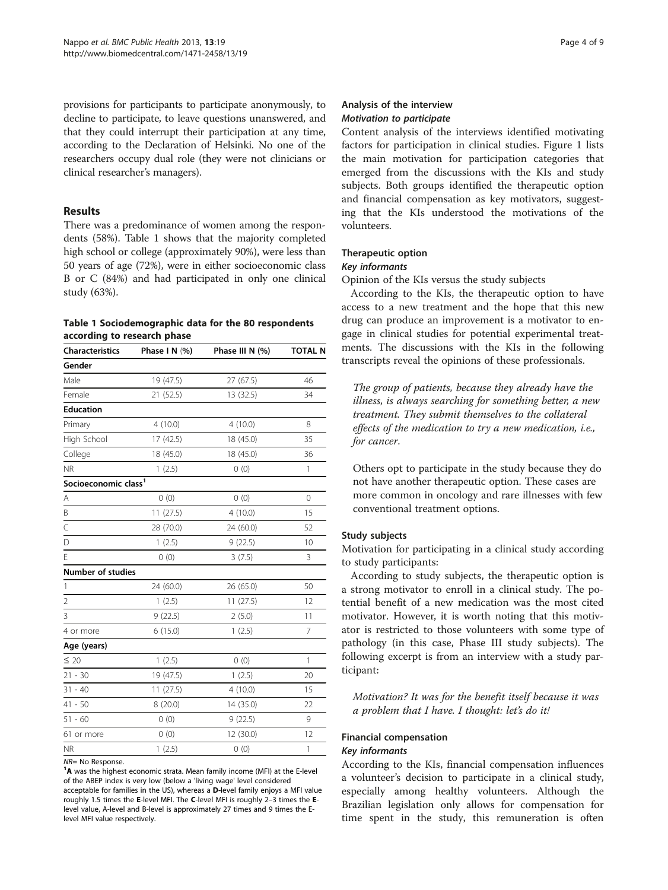provisions for participants to participate anonymously, to decline to participate, to leave questions unanswered, and that they could interrupt their participation at any time, according to the Declaration of Helsinki. No one of the researchers occupy dual role (they were not clinicians or clinical researcher's managers).

## Results

There was a predominance of women among the respondents (58%). Table 1 shows that the majority completed high school or college (approximately 90%), were less than 50 years of age (72%), were in either socioeconomic class B or C (84%) and had participated in only one clinical study (63%).

**Table 1 Sociodemographic data for the 80 respondents according to research phase**

| Characteristics | Phase I N (%) | Phase III N (%) | TOTAL N |
|---|---|---|---|
| **Gender** | | | |
| Male | 19 (47.5) | 27 (67.5) | 46 |
| Female | 21 (52.5) | 13 (32.5) | 34 |
| **Education** | | | |
| Primary | 4 (10.0) | 4 (10.0) | 8 |
| High School | 17 (42.5) | 18 (45.0) | 35 |
| College | 18 (45.0) | 18 (45.0) | 36 |
| NR | 1 (2.5) | 0 (0) | 1 |
| **Socioeconomic class[1]** | | | |
| A | 0 (0) | 0 (0) | 0 |
| B | 11 (27.5) | 4 (10.0) | 15 |
| C | 28 (70.0) | 24 (60.0) | 52 |
| D | 1 (2.5) | 9 (22.5) | 10 |
| E | 0 (0) | 3 (7.5) | 3 |
| **Number of studies** | | | |
| 1 | 24 (60.0) | 26 (65.0) | 50 |
| 2 | 1 (2.5) | 11 (27.5) | 12 |
| 3 | 9 (22.5) | 2 (5.0) | 11 |
| 4 or more | 6 (15.0) | 1 (2.5) | 7 |
| **Age (years)** | | | |
| ≤ 20 | 1 (2.5) | 0 (0) | 1 |
| 21 - 30 | 19 (47.5) | 1 (2.5) | 20 |
| 31 - 40 | 11 (27.5) | 4 (10.0) | 15 |
| 41 - 50 | 8 (20.0) | 14 (35.0) | 22 |
| 51 - 60 | 0 (0) | 9 (22.5) | 9 |
| 61 or more | 0 (0) | 12 (30.0) | 12 |
| NR | 1 (2.5) | 0 (0) | 1 |

*NR*= No Response.

[1]**A** was the highest economic strata. Mean family income (MFI) at the E-level of the ABEP index is very low (below a 'living wage' level considered acceptable for families in the US), whereas a **D**-level family enjoys a MFI value roughly 1.5 times the **E**-level MFI. The **C**-level MFI is roughly 2–3 times the **E**-level value, A-level and B-level is approximately 27 times and 9 times the E-level MFI value respectively.

### Analysis of the interview

#### *Motivation to participate*

Content analysis of the interviews identified motivating factors for participation in clinical studies. Figure 1 lists the main motivation for participation categories that emerged from the discussions with the KIs and study subjects. Both groups identified the therapeutic option and financial compensation as key motivators, suggesting that the KIs understood the motivations of the volunteers.

### Therapeutic option

#### *Key informants*

Opinion of the KIs versus the study subjects

According to the KIs, the therapeutic option to have access to a new treatment and the hope that this new drug can produce an improvement is a motivator to engage in clinical studies for potential experimental treatments. The discussions with the KIs in the following transcripts reveal the opinions of these professionals.

> *The group of patients, because they already have the illness, is always searching for something better, a new treatment. They submit themselves to the collateral effects of the medication to try a new medication, i.e., for cancer.*
>
> Others opt to participate in the study because they do not have another therapeutic option. These cases are more common in oncology and rare illnesses with few conventional treatment options.

### Study subjects

Motivation for participating in a clinical study according to study participants:

According to study subjects, the therapeutic option is a strong motivator to enroll in a clinical study. The potential benefit of a new medication was the most cited motivator. However, it is worth noting that this motivator is restricted to those volunteers with some type of pathology (in this case, Phase III study subjects). The following excerpt is from an interview with a study participant:

> *Motivation? It was for the benefit itself because it was a problem that I have. I thought: let's do it!*

### Financial compensation

#### *Key informants*

According to the KIs, financial compensation influences a volunteer's decision to participate in a clinical study, especially among healthy volunteers. Although the Brazilian legislation only allows for compensation for time spent in the study, this remuneration is often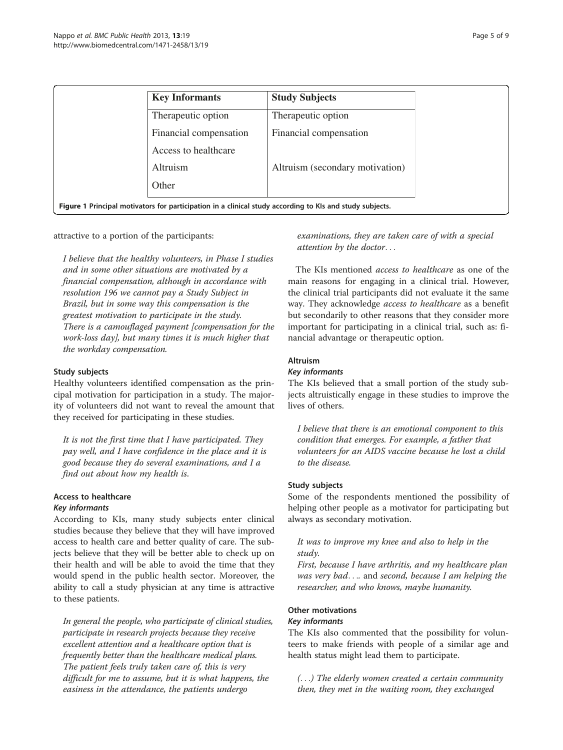| Key Informants | Study Subjects |
|---|---|
| Therapeutic option | Therapeutic option |
| Financial compensation | Financial compensation |
| Access to healthcare | |
| Altruism | Altruism (secondary motivation) |
| Other | |

**Figure 1 Principal motivators for participation in a clinical study according to KIs and study subjects.**

attractive to a portion of the participants:

> *I believe that the healthy volunteers, in Phase I studies and in some other situations are motivated by a financial compensation, although in accordance with resolution 196 we cannot pay a Study Subject in Brazil, but in some way this compensation is the greatest motivation to participate in the study. There is a camouflaged payment [compensation for the work-loss day], but many times it is much higher that the workday compensation.*

#### Study subjects

Healthy volunteers identified compensation as the principal motivation for participation in a study. The majority of volunteers did not want to reveal the amount that they received for participating in these studies.

> *It is not the first time that I have participated. They pay well, and I have confidence in the place and it is good because they do several examinations, and I a find out about how my health is.*

### Access to healthcare

#### Key informants

According to KIs, many study subjects enter clinical studies because they believe that they will have improved access to health care and better quality of care. The subjects believe that they will be better able to check up on their health and will be able to avoid the time that they would spend in the public health sector. Moreover, the ability to call a study physician at any time is attractive to these patients.

> *In general the people, who participate of clinical studies, participate in research projects because they receive excellent attention and a healthcare option that is frequently better than the healthcare medical plans. The patient feels truly taken care of, this is very difficult for me to assume, but it is what happens, the easiness in the attendance, the patients undergo examinations, they are taken care of with a special attention by the doctor…*

The KIs mentioned *access to healthcare* as one of the main reasons for engaging in a clinical trial. However, the clinical trial participants did not evaluate it the same way. They acknowledge *access to healthcare* as a benefit but secondarily to other reasons that they consider more important for participating in a clinical trial, such as: financial advantage or therapeutic option.

### Altruism

#### Key informants

The KIs believed that a small portion of the study subjects altruistically engage in these studies to improve the lives of others.

> *I believe that there is an emotional component to this condition that emerges. For example, a father that volunteers for an AIDS vaccine because he lost a child to the disease.*

#### Study subjects

Some of the respondents mentioned the possibility of helping other people as a motivator for participating but always as secondary motivation.

> *It was to improve my knee and also to help in the study.*
> *First, because I have arthritis, and my healthcare plan was very bad….* and *second, because I am helping the researcher, and who knows, maybe humanity.*

### Other motivations

#### Key informants

The KIs also commented that the possibility for volunteers to make friends with people of a similar age and health status might lead them to participate.

> *(…) The elderly women created a certain community then, they met in the waiting room, they exchanged*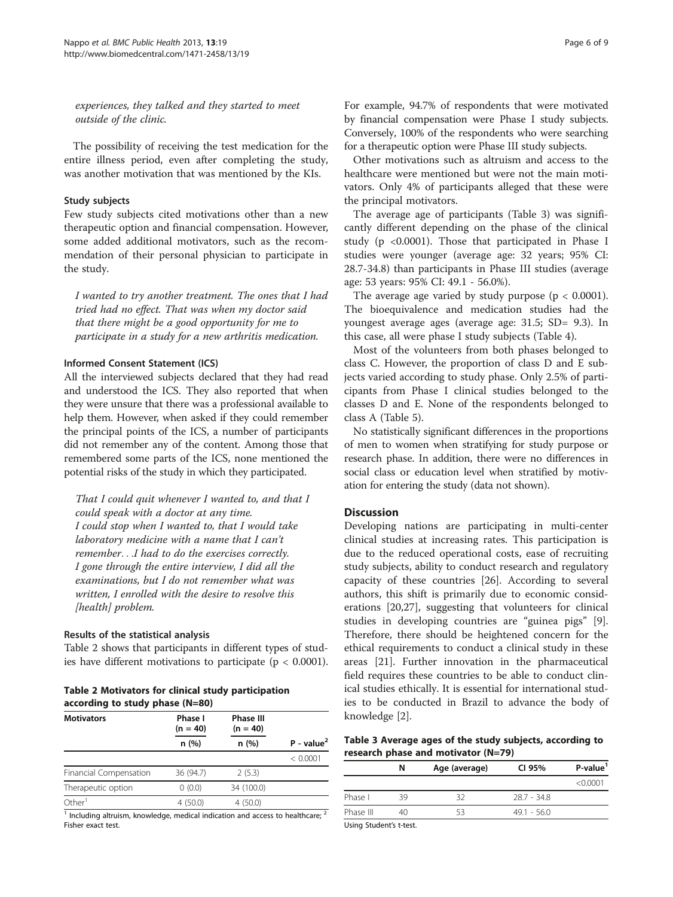*experiences, they talked and they started to meet outside of the clinic.*

The possibility of receiving the test medication for the entire illness period, even after completing the study, was another motivation that was mentioned by the KIs.

### Study subjects

Few study subjects cited motivations other than a new therapeutic option and financial compensation. However, some added additional motivators, such as the recommendation of their personal physician to participate in the study.

*I wanted to try another treatment. The ones that I had tried had no effect. That was when my doctor said that there might be a good opportunity for me to participate in a study for a new arthritis medication.*

### Informed Consent Statement (ICS)

All the interviewed subjects declared that they had read and understood the ICS. They also reported that when they were unsure that there was a professional available to help them. However, when asked if they could remember the principal points of the ICS, a number of participants did not remember any of the content. Among those that remembered some parts of the ICS, none mentioned the potential risks of the study in which they participated.

*That I could quit whenever I wanted to, and that I could speak with a doctor at any time.*
*I could stop when I wanted to, that I would take laboratory medicine with a name that I can't remember. . .I had to do the exercises correctly.*
*I gone through the entire interview, I did all the examinations, but I do not remember what was written, I enrolled with the desire to resolve this [health] problem.*

### Results of the statistical analysis

Table 2 shows that participants in different types of studies have different motivations to participate ($p < 0.0001$).

**Table 2 Motivators for clinical study participation according to study phase (N=80)**

| Motivators | Phase I (n = 40) | Phase III (n = 40) | |
|---|---|---|---|
| | n (%) | n (%) | P - value[2] |
| | | | < 0.0001 |
| Financial Compensation | 36 (94.7) | 2 (5.3) | |
| Therapeutic option | 0 (0.0) | 34 (100.0) | |
| Other[1] | 4 (50.0) | 4 (50.0) | |

[1] Including altruism, knowledge, medical indication and access to healthcare; [2] Fisher exact test.

For example, 94.7% of respondents that were motivated by financial compensation were Phase I study subjects. Conversely, 100% of the respondents who were searching for a therapeutic option were Phase III study subjects.

Other motivations such as altruism and access to the healthcare were mentioned but were not the main motivators. Only 4% of participants alleged that these were the principal motivators.

The average age of participants (Table 3) was significantly different depending on the phase of the clinical study ($p < 0.0001$). Those that participated in Phase I studies were younger (average age: 32 years; 95% CI: 28.7-34.8) than participants in Phase III studies (average age: 53 years: 95% CI: 49.1 - 56.0%).

The average age varied by study purpose ($p < 0.0001$). The bioequivalence and medication studies had the youngest average ages (average age: 31.5; SD= 9.3). In this case, all were phase I study subjects (Table 4).

Most of the volunteers from both phases belonged to class C. However, the proportion of class D and E subjects varied according to study phase. Only 2.5% of participants from Phase I clinical studies belonged to the classes D and E. None of the respondents belonged to class A (Table 5).

No statistically significant differences in the proportions of men to women when stratifying for study purpose or research phase. In addition, there were no differences in social class or education level when stratified by motivation for entering the study (data not shown).

## Discussion

Developing nations are participating in multi-center clinical studies at increasing rates. This participation is due to the reduced operational costs, ease of recruiting study subjects, ability to conduct research and regulatory capacity of these countries [26]. According to several authors, this shift is primarily due to economic considerations [20,27], suggesting that volunteers for clinical studies in developing countries are "guinea pigs" [9]. Therefore, there should be heightened concern for the ethical requirements to conduct a clinical study in these areas [21]. Further innovation in the pharmaceutical field requires these countries to be able to conduct clinical studies ethically. It is essential for international studies to be conducted in Brazil to advance the body of knowledge [2].

**Table 3 Average ages of the study subjects, according to research phase and motivator (N=79)**

| | N | Age (average) | CI 95% | P-value[1] |
|---|---|---|---|---|
| | | | | <0.0001 |
| Phase I | 39 | 32 | 28.7 - 34.8 | |
| Phase III | 40 | 53 | 49.1 - 56.0 | |

Using Student's t-test.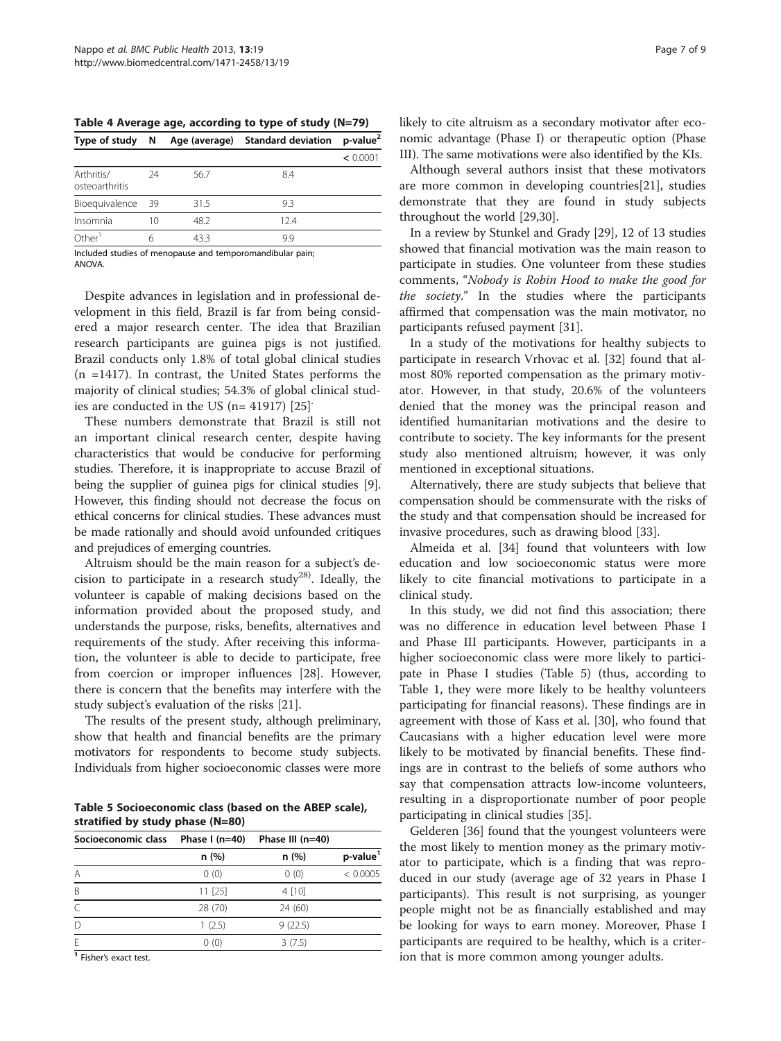**Table 4 Average age, according to type of study (N=79)**

| Type of study | N | Age (average) | Standard deviation | p-value[2] |
|---|---|---|---|---|
| | | | | < 0.0001 |
| Arthritis/ osteoarthritis | 24 | 56.7 | 8.4 | |
| Bioequivalence | 39 | 31.5 | 9.3 | |
| Insomnia | 10 | 48.2 | 12.4 | |
| Other[1] | 6 | 43.3 | 9.9 | |

Included studies of menopause and temporomandibular pain; ANOVA.

Despite advances in legislation and in professional development in this field, Brazil is far from being considered a major research center. The idea that Brazilian research participants are guinea pigs is not justified. Brazil conducts only 1.8% of total global clinical studies (n =1417). In contrast, the United States performs the majority of clinical studies; 54.3% of global clinical studies are conducted in the US (n= 41917) [25].

These numbers demonstrate that Brazil is still not an important clinical research center, despite having characteristics that would be conducive for performing studies. Therefore, it is inappropriate to accuse Brazil of being the supplier of guinea pigs for clinical studies [9]. However, this finding should not decrease the focus on ethical concerns for clinical studies. These advances must be made rationally and should avoid unfounded critiques and prejudices of emerging countries.

Altruism should be the main reason for a subject's decision to participate in a research study[28]). Ideally, the volunteer is capable of making decisions based on the information provided about the proposed study, and understands the purpose, risks, benefits, alternatives and requirements of the study. After receiving this information, the volunteer is able to decide to participate, free from coercion or improper influences [28]. However, there is concern that the benefits may interfere with the study subject's evaluation of the risks [21].

The results of the present study, although preliminary, show that health and financial benefits are the primary motivators for respondents to become study subjects. Individuals from higher socioeconomic classes were more likely to cite altruism as a secondary motivator after economic advantage (Phase I) or therapeutic option (Phase III). The same motivations were also identified by the KIs.

**Table 5 Socioeconomic class (based on the ABEP scale), stratified by study phase (N=80)**

| Socioeconomic class | Phase I (n=40) | Phase III (n=40) | |
|---|---|---|---|
| | n (%) | n (%) | p-value[1] |
| A | 0 (0) | 0 (0) | < 0.0005 |
| B | 11 [25] | 4 [10] | |
| C | 28 (70) | 24 (60) | |
| D | 1 (2.5) | 9 (22.5) | |
| E | 0 (0) | 3 (7.5) | |

[1] Fisher's exact test.

Although several authors insist that these motivators are more common in developing countries[21], studies demonstrate that they are found in study subjects throughout the world [29,30].

In a review by Stunkel and Grady [29], 12 of 13 studies showed that financial motivation was the main reason to participate in studies. One volunteer from these studies comments, "*Nobody is Robin Hood to make the good for the society*." In the studies where the participants affirmed that compensation was the main motivator, no participants refused payment [31].

In a study of the motivations for healthy subjects to participate in research Vrhovac et al. [32] found that almost 80% reported compensation as the primary motivator. However, in that study, 20.6% of the volunteers denied that the money was the principal reason and identified humanitarian motivations and the desire to contribute to society. The key informants for the present study also mentioned altruism; however, it was only mentioned in exceptional situations.

Alternatively, there are study subjects that believe that compensation should be commensurate with the risks of the study and that compensation should be increased for invasive procedures, such as drawing blood [33].

Almeida et al. [34] found that volunteers with low education and low socioeconomic status were more likely to cite financial motivations to participate in a clinical study.

In this study, we did not find this association; there was no difference in education level between Phase I and Phase III participants. However, participants in a higher socioeconomic class were more likely to participate in Phase I studies (Table 5) (thus, according to Table 1, they were more likely to be healthy volunteers participating for financial reasons). These findings are in agreement with those of Kass et al. [30], who found that Caucasians with a higher education level were more likely to be motivated by financial benefits. These findings are in contrast to the beliefs of some authors who say that compensation attracts low-income volunteers, resulting in a disproportionate number of poor people participating in clinical studies [35].

Gelderen [36] found that the youngest volunteers were the most likely to mention money as the primary motivator to participate, which is a finding that was reproduced in our study (average age of 32 years in Phase I participants). This result is not surprising, as younger people might not be as financially established and may be looking for ways to earn money. Moreover, Phase I participants are required to be healthy, which is a criterion that is more common among younger adults.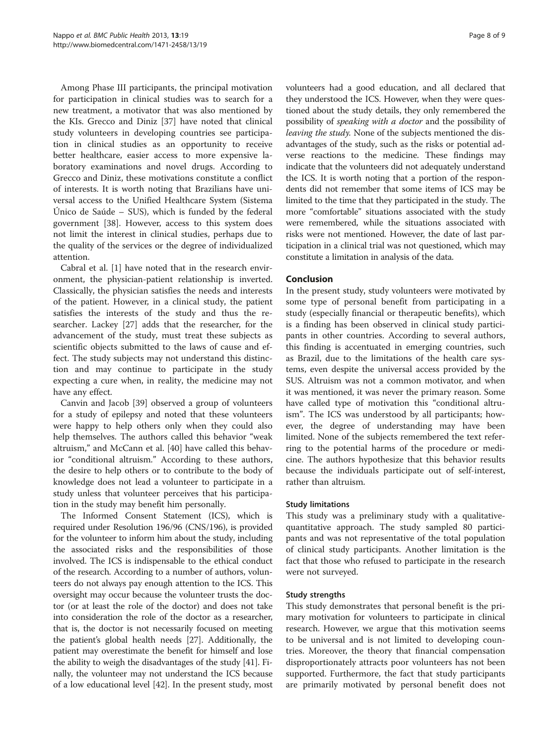Among Phase III participants, the principal motivation for participation in clinical studies was to search for a new treatment, a motivator that was also mentioned by the KIs. Grecco and Diniz [37] have noted that clinical study volunteers in developing countries see participation in clinical studies as an opportunity to receive better healthcare, easier access to more expensive laboratory examinations and novel drugs. According to Grecco and Diniz, these motivations constitute a conflict of interests. It is worth noting that Brazilians have universal access to the Unified Healthcare System (Sistema Único de Saúde – SUS), which is funded by the federal government [38]. However, access to this system does not limit the interest in clinical studies, perhaps due to the quality of the services or the degree of individualized attention.

Cabral et al. [1] have noted that in the research environment, the physician-patient relationship is inverted. Classically, the physician satisfies the needs and interests of the patient. However, in a clinical study, the patient satisfies the interests of the study and thus the researcher. Lackey [27] adds that the researcher, for the advancement of the study, must treat these subjects as scientific objects submitted to the laws of cause and effect. The study subjects may not understand this distinction and may continue to participate in the study expecting a cure when, in reality, the medicine may not have any effect.

Canvin and Jacob [39] observed a group of volunteers for a study of epilepsy and noted that these volunteers were happy to help others only when they could also help themselves. The authors called this behavior "weak altruism," and McCann et al. [40] have called this behavior "conditional altruism." According to these authors, the desire to help others or to contribute to the body of knowledge does not lead a volunteer to participate in a study unless that volunteer perceives that his participation in the study may benefit him personally.

The Informed Consent Statement (ICS), which is required under Resolution 196/96 (CNS/196), is provided for the volunteer to inform him about the study, including the associated risks and the responsibilities of those involved. The ICS is indispensable to the ethical conduct of the research. According to a number of authors, volunteers do not always pay enough attention to the ICS. This oversight may occur because the volunteer trusts the doctor (or at least the role of the doctor) and does not take into consideration the role of the doctor as a researcher, that is, the doctor is not necessarily focused on meeting the patient's global health needs [27]. Additionally, the patient may overestimate the benefit for himself and lose the ability to weigh the disadvantages of the study [41]. Finally, the volunteer may not understand the ICS because of a low educational level [42]. In the present study, most volunteers had a good education, and all declared that they understood the ICS. However, when they were questioned about the study details, they only remembered the possibility of *speaking with a doctor* and the possibility of *leaving the study.* None of the subjects mentioned the disadvantages of the study, such as the risks or potential adverse reactions to the medicine. These findings may indicate that the volunteers did not adequately understand the ICS. It is worth noting that a portion of the respondents did not remember that some items of ICS may be limited to the time that they participated in the study. The more "comfortable" situations associated with the study were remembered, while the situations associated with risks were not mentioned. However, the date of last participation in a clinical trial was not questioned, which may constitute a limitation in analysis of the data.

## Conclusion

In the present study, study volunteers were motivated by some type of personal benefit from participating in a study (especially financial or therapeutic benefits), which is a finding has been observed in clinical study participants in other countries. According to several authors, this finding is accentuated in emerging countries, such as Brazil, due to the limitations of the health care systems, even despite the universal access provided by the SUS. Altruism was not a common motivator, and when it was mentioned, it was never the primary reason. Some have called type of motivation this "conditional altruism". The ICS was understood by all participants; however, the degree of understanding may have been limited. None of the subjects remembered the text referring to the potential harms of the procedure or medicine. The authors hypothesize that this behavior results because the individuals participate out of self-interest, rather than altruism.

### Study limitations

This study was a preliminary study with a qualitative-quantitative approach. The study sampled 80 participants and was not representative of the total population of clinical study participants. Another limitation is the fact that those who refused to participate in the research were not surveyed.

### Study strengths

This study demonstrates that personal benefit is the primary motivation for volunteers to participate in clinical research. However, we argue that this motivation seems to be universal and is not limited to developing countries. Moreover, the theory that financial compensation disproportionately attracts poor volunteers has not been supported. Furthermore, the fact that study participants are primarily motivated by personal benefit does not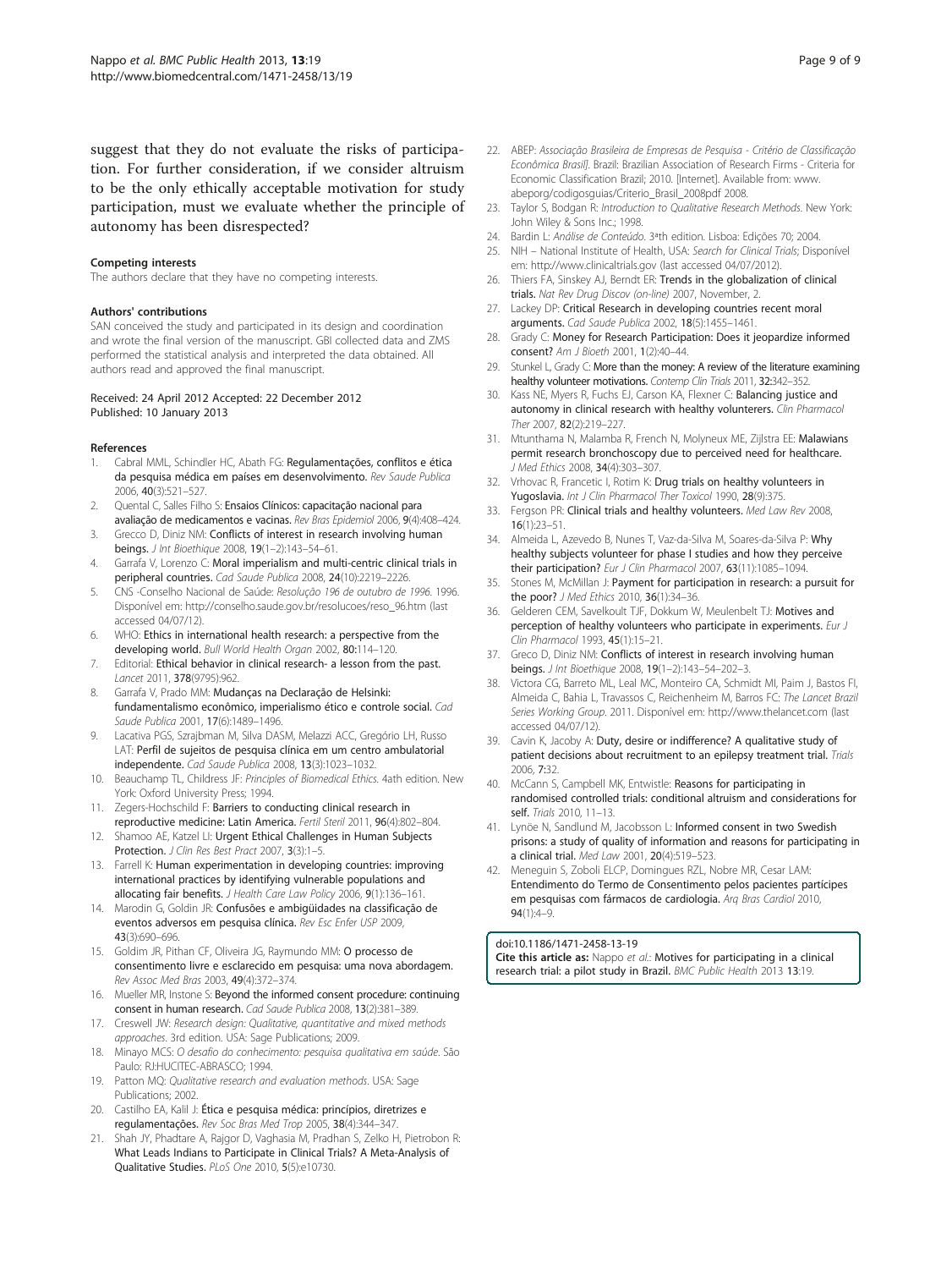suggest that they do not evaluate the risks of participation. For further consideration, if we consider altruism to be the only ethically acceptable motivation for study participation, must we evaluate whether the principle of autonomy has been disrespected?

#### Competing interests

The authors declare that they have no competing interests.

#### Authors' contributions

SAN conceived the study and participated in its design and coordination and wrote the final version of the manuscript. GBI collected data and ZMS performed the statistical analysis and interpreted the data obtained. All authors read and approved the final manuscript.

Received: 24 April 2012 Accepted: 22 December 2012
Published: 10 January 2013

#### References

1. Cabral MML, Schindler HC, Abath FG: **Regulamentações, conflitos e ética da pesquisa médica em países em desenvolvimento.** *Rev Saude Publica* 2006, **40**(3):521–527.
2. Quental C, Salles Filho S: **Ensaios Clínicos: capacitação nacional para avaliação de medicamentos e vacinas.** *Rev Bras Epidemiol* 2006, **9**(4):408–424.
3. Grecco D, Diniz NM: **Conflicts of interest in research involving human beings.** *J Int Bioethique* 2008, **19**(1–2):143–54–61.
4. Garrafa V, Lorenzo C: **Moral imperialism and multi-centric clinical trials in peripheral countries.** *Cad Saude Publica* 2008, **24**(10):2219–2226.
5. CNS -Conselho Nacional de Saúde: *Resolução 196 de outubro de 1996.* 1996. Disponível em: http://conselho.saude.gov.br/resolucoes/reso_96.htm (last accessed 04/07/12).
6. WHO: **Ethics in international health research: a perspective from the developing world.** *Bull World Health Organ* 2002, **80**:114–120.
7. Editorial: **Ethical behavior in clinical research - a lesson from the past.** *Lancet* 2011, **378**(9795):962.
8. Garrafa V, Prado MM: **Mudanças na Declaração de Helsinki: fundamentalismo econômico, imperialismo ético e controle social.** *Cad Saude Publica* 2001, **17**(6):1489–1496.
9. Lacativa PGS, Szrajbman M, Silva DASM, Melazzi ACC, Gregório LH, Russo LAT: **Perfil de sujeitos de pesquisa clínica em um centro ambulatorial independente.** *Cad Saude Publica* 2008, **13**(3):1023–1032.
10. Beauchamp TL, Childress JF: *Principles of Biomedical Ethics.* 4ath edition. New York: Oxford University Press; 1994.
11. Zegers-Hochschild F: **Barriers to conducting clinical research in reproductive medicine: Latin America.** *Fertil Steril* 2011, **96**(4):802–804.
12. Shamoo AE, Katzel LI: **Urgent Ethical Challenges in Human Subjects Protection.** *J Clin Res Best Pract* 2007, **3**(3):1–5.
13. Farrell K: **Human experimentation in developing countries: improving international practices by identifying vulnerable populations and allocating fair benefits.** *J Health Care Law Policy* 2006, **9**(1):136–161.
14. Marodin G, Goldin JR: **Confusões e ambigüidades na classificação de eventos adversos em pesquisa clínica.** *Rev Esc Enfer USP* 2009, **43**(3):690–696.
15. Goldim JR, Pithan CF, Oliveira JG, Raymundo MM: **O processo de consentimento livre e esclarecido em pesquisa: uma nova abordagem.** *Rev Assoc Med Bras* 2003, **49**(4):372–374.
16. Mueller MR, Instone S: **Beyond the informed consent procedure: continuing consent in human research.** *Cad Saude Publica* 2008, **13**(2):381–389.
17. Creswell JW: *Research design: Qualitative, quantitative and mixed methods approaches.* 3rd edition. USA: Sage Publications; 2009.
18. Minayo MCS: *O desafio do conhecimento: pesquisa qualitativa em saúde.* São Paulo: RJ:HUCITEC-ABRASCO; 1994.
19. Patton MQ: *Qualitative research and evaluation methods.* USA: Sage Publications; 2002.
20. Castilho EA, Kalil J: **Ética e pesquisa médica: princípios, diretrizes e regulamentações.** *Rev Soc Bras Med Trop* 2005, **38**(4):344–347.
21. Shah JY, Phadtare A, Rajgor D, Vaghasia M, Pradhan S, Zelko H, Pietrobon R: **What Leads Indians to Participate in Clinical Trials? A Meta-Analysis of Qualitative Studies.** *PLoS One* 2010, **5**(5):e10730.
22. ABEP: *Associação Brasileira de Empresas de Pesquisa - Critério de Classificação Econômica Brasil].* Brazil: Brazilian Association of Research Firms - Criteria for Economic Classification Brazil; 2010. [Internet]. Available from: www.abeporg/codigosguias/Criterio_Brasil_2008pdf 2008.
23. Taylor S, Bodgan R: *Introduction to Qualitative Research Methods.* New York: John Wiley & Sons Inc.; 1998.
24. Bardin L: *Análise de Conteúdo.* 3ªth edition. Lisboa: Edições 70; 2004.
25. NIH – National Institute of Health, USA: *Search for Clinical Trials*; Disponível em: http://www.clinicaltrials.gov (last accessed 04/07/2012).
26. Thiers FA, Sinskey AJ, Berndt ER: **Trends in the globalization of clinical trials.** *Nat Rev Drug Discov (on-line)* 2007, November, 2.
27. Lackey DP: **Critical Research in developing countries recent moral arguments.** *Cad Saude Publica* 2002, **18**(5):1455–1461.
28. Grady C: **Money for Research Participation: Does it jeopardize informed consent?** *Am J Bioeth* 2001, **1**(2):40–44.
29. Stunkel L, Grady C: **More than the money: A review of the literature examining healthy volunteer motivations.** *Contemp Clin Trials* 2011, **32**:342–352.
30. Kass NE, Myers R, Fuchs EJ, Carson KA, Flexner C: **Balancing justice and autonomy in clinical research with healthy volunteers.** *Clin Pharmacol Ther* 2007, **82**(2):219–227.
31. Mtunthama N, Malamba R, French N, Molyneux ME, Zijlstra EE: **Malawians permit research bronchoscopy due to perceived need for healthcare.** *J Med Ethics* 2008, **34**(4):303–307.
32. Vrhovac R, Francetic I, Rotim K: **Drug trials on healthy volunteers in Yugoslavia.** *Int J Clin Pharmacol Ther Toxicol* 1990, **28**(9):375.
33. Fergson PR: **Clinical trials and healthy volunteers.** *Med Law Rev* 2008, **16**(1):23–51.
34. Almeida L, Azevedo B, Nunes T, Vaz-da-Silva M, Soares-da-Silva P: **Why healthy subjects volunteer for phase I studies and how they perceive their participation?** *Eur J Clin Pharmacol* 2007, **63**(11):1085–1094.
35. Stones M, McMillan J: **Payment for participation in research: a pursuit for the poor?** *J Med Ethics* 2010, **36**(1):34–36.
36. Gelderen CEM, Savelkoult TJF, Dokkum W, Meulenbelt TJ: **Motives and perception of healthy volunteers who participate in experiments.** *Eur J Clin Pharmacol* 1993, **45**(1):15–21.
37. Greco D, Diniz NM: **Conflicts of interest in research involving human beings.** *J Int Bioethique* 2008, **19**(1–2):143–54–202–3.
38. Victora CG, Barreto ML, Leal MC, Monteiro CA, Schmidt MI, Paim J, Bastos FI, Almeida C, Bahia L, Travassos C, Reichenheim M, Barros FC: *The Lancet Brazil Series Working Group.* 2011. Disponível em: http://www.thelancet.com (last accessed 04/07/12).
39. Cavin K, Jacoby A: **Duty, desire or indifference? A qualitative study of patient decisions about recruitment to an epilepsy treatment trial.** *Trials* 2006, **7**:32.
40. McCann S, Campbell MK, Entwistle: **Reasons for participating in randomised controlled trials: conditional altruism and considerations for self.** *Trials* 2010, 11–13.
41. Lynöe N, Sandlund M, Jacobsson L: **Informed consent in two Swedish prisons: a study of quality of information and reasons for participating in a clinical trial.** *Med Law* 2001, **20**(4):519–523.
42. Meneguin S, Zoboli ELCP, Domingues RZL, Nobre MR, Cesar LAM: **Entendimento do Termo de Consentimento pelos pacientes partícipes em pesquisas com fármacos de cardiologia.** *Arq Bras Cardiol* 2010, **94**(1):4–9.

doi:10.1186/1471-2458-13-19
**Cite this article as:** Nappo *et al.*: Motives for participating in a clinical research trial: a pilot study in Brazil. *BMC Public Health* 2013 **13**:19.